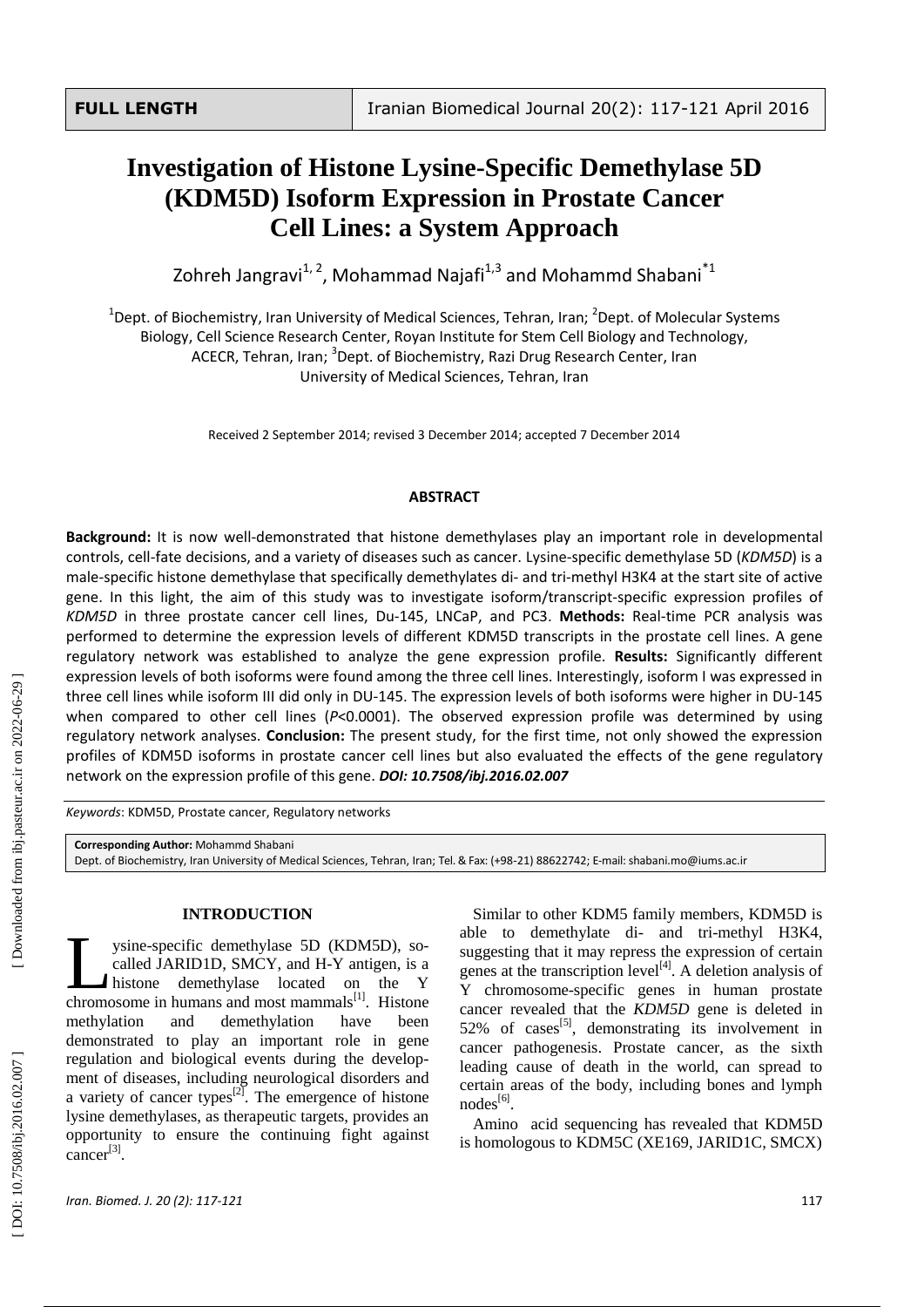FULL LENGTH

# Investigation of Histone Lysine-Specific Demethylase 5D (KDM5D) Isoform Expression in Prostate Cancer Cell Lines: a System Approach

Zohreh Jangravi[1, 2], Mohammad Najafi[1,3] and Mohammd Shabani*[1]

[1]Dept. of Biochemistry, Iran University of Medical Sciences, Tehran, Iran; [2]Dept. of Molecular Systems Biology, Cell Science Research Center, Royan Institute for Stem Cell Biology and Technology, ACECR, Tehran, Iran; [3]Dept. of Biochemistry, Razi Drug Research Center, Iran University of Medical Sciences, Tehran, Iran

Received 2 September 2014; revised 3 December 2014; accepted 7 December 2014

## ABSTRACT

**Background:** It is now well-demonstrated that histone demethylases play an important role in developmental controls, cell-fate decisions, and a variety of diseases such as cancer. Lysine-specific demethylase 5D (*KDM5D*) is a male-specific histone demethylase that specifically demethylates di- and tri-methyl H3K4 at the start site of active gene. In this light, the aim of this study was to investigate isoform/transcript-specific expression profiles of *KDM5D* in three prostate cancer cell lines, Du-145, LNCaP, and PC3. **Methods:** Real-time PCR analysis was performed to determine the expression levels of different KDM5D transcripts in the prostate cell lines. A gene regulatory network was established to analyze the gene expression profile. **Results:** Significantly different expression levels of both isoforms were found among the three cell lines. Interestingly, isoform I was expressed in three cell lines while isoform III did only in DU-145. The expression levels of both isoforms were higher in DU-145 when compared to other cell lines ($P<0.0001$). The observed expression profile was determined by using regulatory network analyses. **Conclusion:** The present study, for the first time, not only showed the expression profiles of KDM5D isoforms in prostate cancer cell lines but also evaluated the effects of the gene regulatory network on the expression profile of this gene. ***DOI: 10.7508/ibj.2016.02.007***

*Keywords*: KDM5D, Prostate cancer, Regulatory networks

**Corresponding Author:** Mohammd Shabani
Dept. of Biochemistry, Iran University of Medical Sciences, Tehran, Iran; Tel. & Fax: (+98-21) 88622742; E-mail: shabani.mo@iums.ac.ir

## INTRODUCTION

Lysine-specific demethylase 5D (KDM5D), so-called JARID1D, SMCY, and H-Y antigen, is a histone demethylase located on the Y chromosome in humans and most mammals[1]. Histone methylation and demethylation have been demonstrated to play an important role in gene regulation and biological events during the development of diseases, including neurological disorders and a variety of cancer types[2]. The emergence of histone lysine demethylases, as therapeutic targets, provides an opportunity to ensure the continuing fight against cancer[3].

Similar to other KDM5 family members, KDM5D is able to demethylate di- and tri-methyl H3K4, suggesting that it may repress the expression of certain genes at the transcription level[4]. A deletion analysis of Y chromosome-specific genes in human prostate cancer revealed that the *KDM5D* gene is deleted in 52% of cases[5], demonstrating its involvement in cancer pathogenesis. Prostate cancer, as the sixth leading cause of death in the world, can spread to certain areas of the body, including bones and lymph nodes[6].

Amino acid sequencing has revealed that KDM5D is homologous to KDM5C (XE169, JARID1C, SMCX)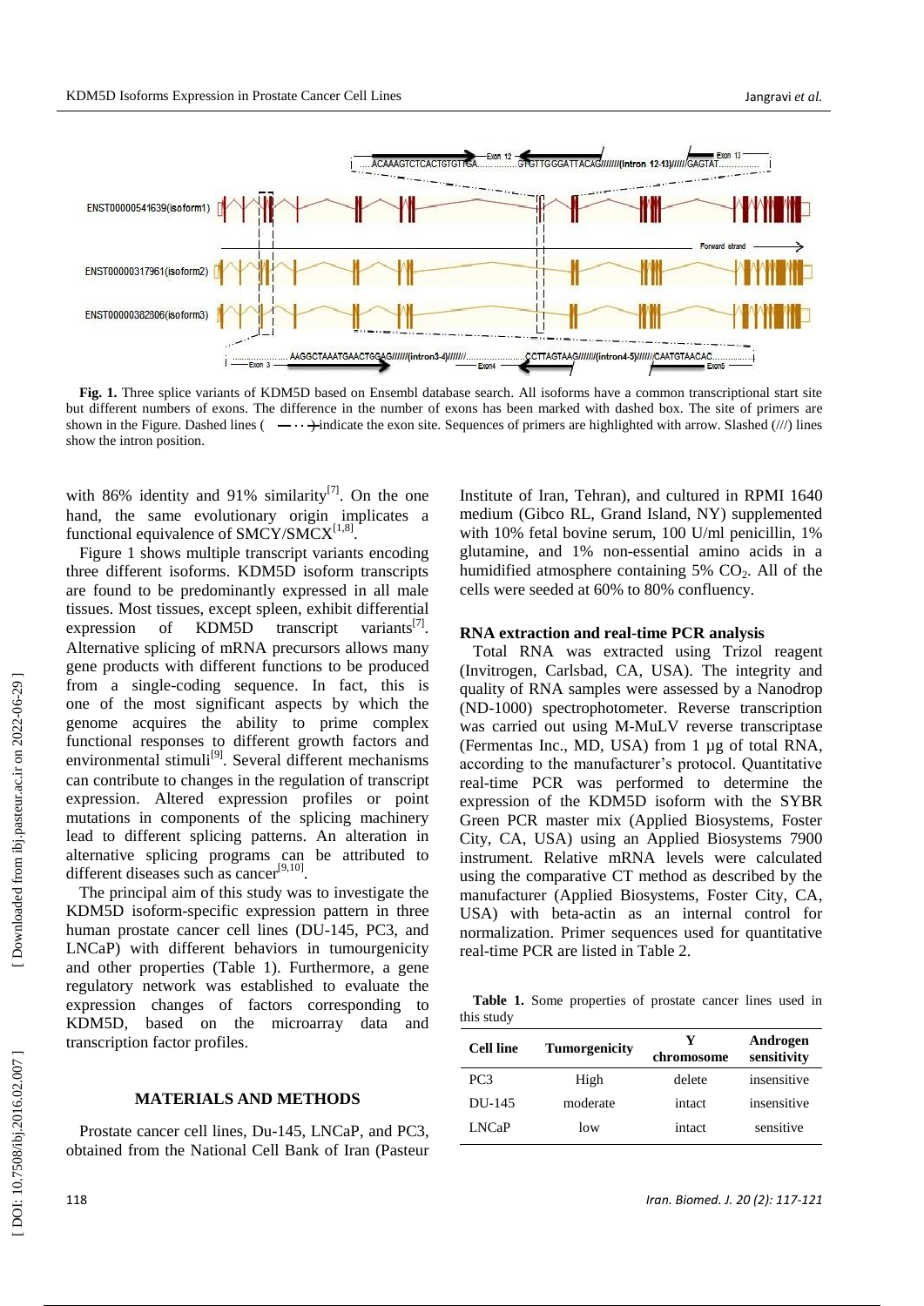**Fig. 1.** Three splice variants of KDM5D based on Ensembl database search. All isoforms have a common transcriptional start site but different numbers of exons. The difference in the number of exons has been marked with dashed box. The site of primers are shown in the Figure. Dashed lines ( —··· ) indicate the exon site. Sequences of primers are highlighted with arrow. Slashed (///) lines show the intron position.

with 86% identity and 91% similarity[7]. On the one hand, the same evolutionary origin implicates a functional equivalence of SMCY/SMCX[1,8].

Figure 1 shows multiple transcript variants encoding three different isoforms. KDM5D isoform transcripts are found to be predominantly expressed in all male tissues. Most tissues, except spleen, exhibit differential expression of KDM5D transcript variants[7]. Alternative splicing of mRNA precursors allows many gene products with different functions to be produced from a single-coding sequence. In fact, this is one of the most significant aspects by which the genome acquires the ability to prime complex functional responses to different growth factors and environmental stimuli[9]. Several different mechanisms can contribute to changes in the regulation of transcript expression. Altered expression profiles or point mutations in components of the splicing machinery lead to different splicing patterns. An alteration in alternative splicing programs can be attributed to different diseases such as cancer[9,10].

The principal aim of this study was to investigate the KDM5D isoform-specific expression pattern in three human prostate cancer cell lines (DU-145, PC3, and LNCaP) with different behaviors in tumourgenicity and other properties (Table 1). Furthermore, a gene regulatory network was established to evaluate the expression changes of factors corresponding to KDM5D, based on the microarray data and transcription factor profiles.

## MATERIALS AND METHODS

Prostate cancer cell lines, Du-145, LNCaP, and PC3, obtained from the National Cell Bank of Iran (Pasteur Institute of Iran, Tehran), and cultured in RPMI 1640 medium (Gibco RL, Grand Island, NY) supplemented with 10% fetal bovine serum, 100 U/ml penicillin, 1% glutamine, and 1% non-essential amino acids in a humidified atmosphere containing 5% $CO_2$. All of the cells were seeded at 60% to 80% confluency.

### RNA extraction and real-time PCR analysis

Total RNA was extracted using Trizol reagent (Invitrogen, Carlsbad, CA, USA). The integrity and quality of RNA samples were assessed by a Nanodrop (ND-1000) spectrophotometer. Reverse transcription was carried out using M-MuLV reverse transcriptase (Fermentas Inc., MD, USA) from 1 µg of total RNA, according to the manufacturer's protocol. Quantitative real-time PCR was performed to determine the expression of the KDM5D isoform with the SYBR Green PCR master mix (Applied Biosystems, Foster City, CA, USA) using an Applied Biosystems 7900 instrument. Relative mRNA levels were calculated using the comparative CT method as described by the manufacturer (Applied Biosystems, Foster City, CA, USA) with beta-actin as an internal control for normalization. Primer sequences used for quantitative real-time PCR are listed in Table 2.

**Table 1.** Some properties of prostate cancer lines used in this study

| Cell line | Tumorgenicity | Y chromosome | Androgen sensitivity |
|---|---|---|---|
| PC3 | High | delete | insensitive |
| DU-145 | moderate | intact | insensitive |
| LNCaP | low | intact | sensitive |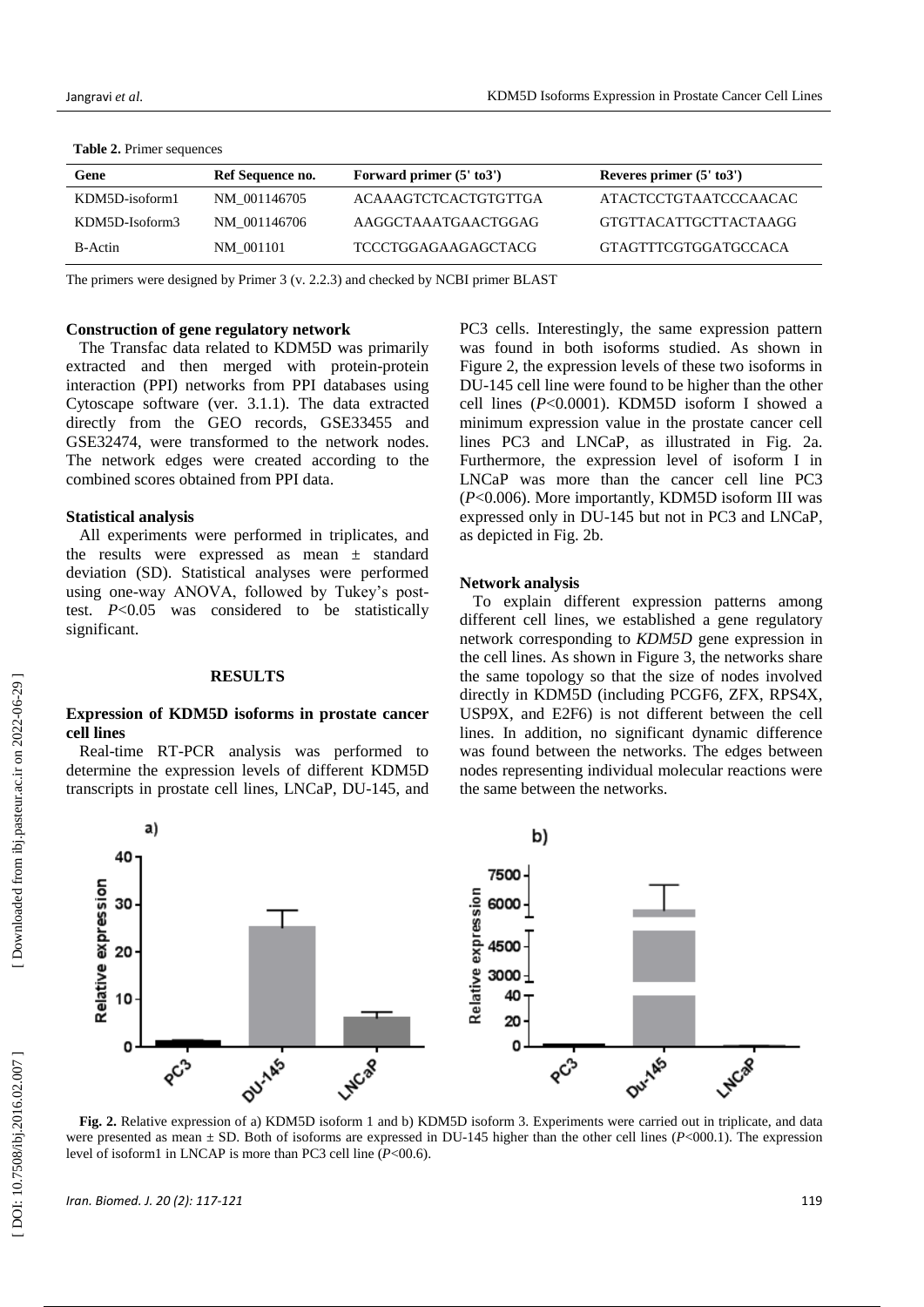**Table 2.** Primer sequences

| Gene | Ref Sequence no. | Forward primer (5' to3') | Reveres primer (5' to3') |
|---|---|---|---|
| KDM5D-isoform1 | NM_001146705 | ACAAAGTCTCACTGTGTTGA | ATACTCCTGTAATCCCAACAC |
| KDM5D-Isoform3 | NM_001146706 | AAGGCTAAATGAACTGGAG | GTGTTACATTGCTTACTAAGG |
| B-Actin | NM_001101 | TCCCTGGAGAAGAGCTACG | GTAGTTTCGTGGATGCCACA |

The primers were designed by Primer 3 (v. 2.2.3) and checked by NCBI primer BLAST

#### Construction of gene regulatory network

The Transfac data related to KDM5D was primarily extracted and then merged with protein-protein interaction (PPI) networks from PPI databases using Cytoscape software (ver. 3.1.1). The data extracted directly from the GEO records, GSE33455 and GSE32474, were transformed to the network nodes. The network edges were created according to the combined scores obtained from PPI data.

#### Statistical analysis

All experiments were performed in triplicates, and the results were expressed as mean ± standard deviation (SD). Statistical analyses were performed using one-way ANOVA, followed by Tukey's post-test. $P<0.05$ was considered to be statistically significant.

## RESULTS

#### Expression of KDM5D isoforms in prostate cancer cell lines

Real-time RT-PCR analysis was performed to determine the expression levels of different KDM5D transcripts in prostate cell lines, LNCaP, DU-145, and PC3 cells. Interestingly, the same expression pattern was found in both isoforms studied. As shown in Figure 2, the expression levels of these two isoforms in DU-145 cell line were found to be higher than the other cell lines ($P<0.0001$). KDM5D isoform I showed a minimum expression value in the prostate cancer cell lines PC3 and LNCaP, as illustrated in Fig. 2a. Furthermore, the expression level of isoform I in LNCaP was more than the cancer cell line PC3 ($P<0.006$). More importantly, KDM5D isoform III was expressed only in DU-145 but not in PC3 and LNCaP, as depicted in Fig. 2b.

#### Network analysis

To explain different expression patterns among different cell lines, we established a gene regulatory network corresponding to *KDM5D* gene expression in the cell lines. As shown in Figure 3, the networks share the same topology so that the size of nodes involved directly in KDM5D (including PCGF6, ZFX, RPS4X, USP9X, and E2F6) is not different between the cell lines. In addition, no significant dynamic difference was found between the networks. The edges between nodes representing individual molecular reactions were the same between the networks.

**Fig. 2.** Relative expression of a) KDM5D isoform 1 and b) KDM5D isoform 3. Experiments were carried out in triplicate, and data were presented as mean ± SD. Both of isoforms are expressed in DU-145 higher than the other cell lines ($P<000.1$). The expression level of isoform1 in LNCAP is more than PC3 cell line ($P<00.6$).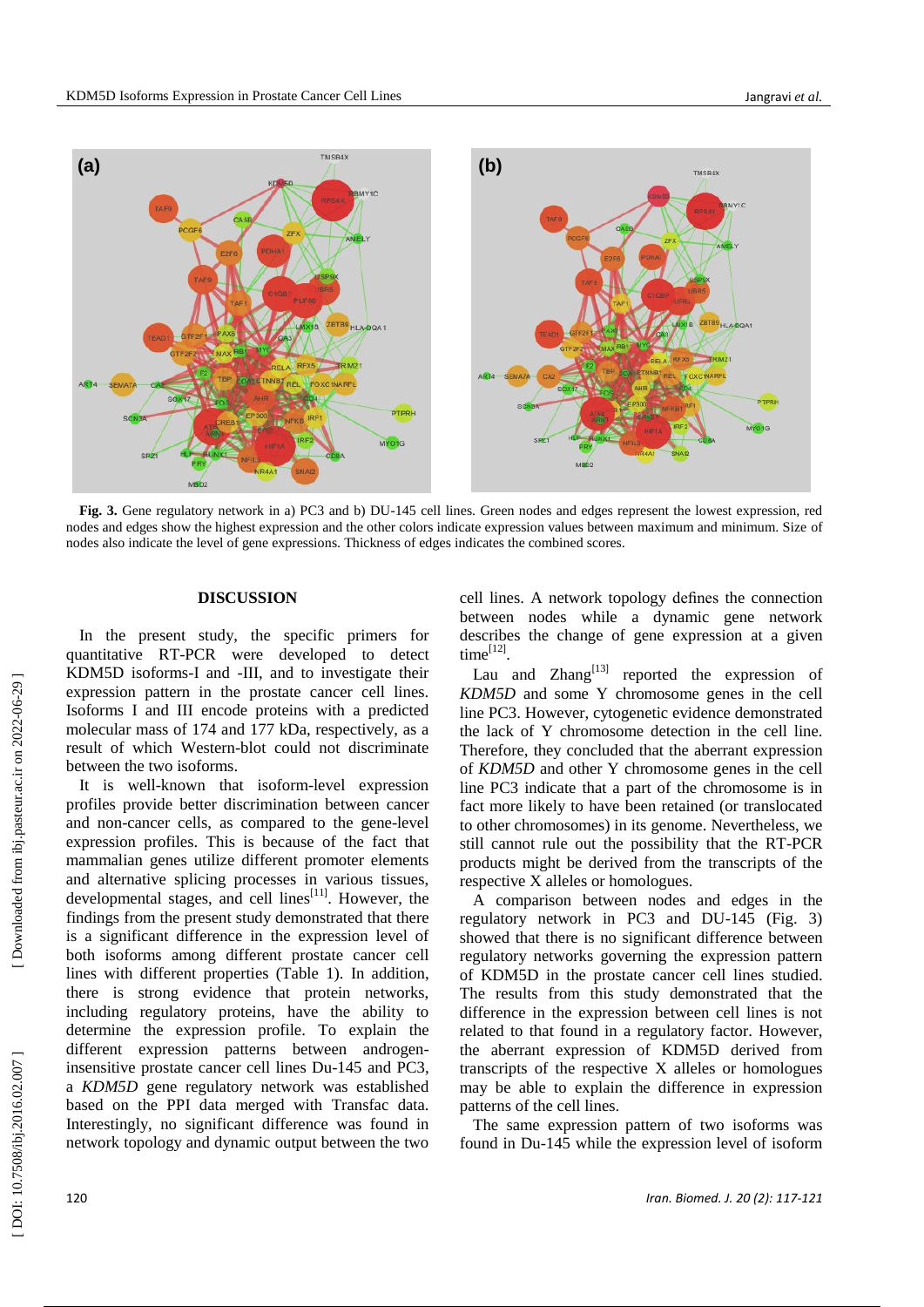**Fig. 3.** Gene regulatory network in a) PC3 and b) DU-145 cell lines. Green nodes and edges represent the lowest expression, red nodes and edges show the highest expression and the other colors indicate expression values between maximum and minimum. Size of nodes also indicate the level of gene expressions. Thickness of edges indicates the combined scores.

## DISCUSSION

In the present study, the specific primers for quantitative RT-PCR were developed to detect KDM5D isoforms-I and -III, and to investigate their expression pattern in the prostate cancer cell lines. Isoforms I and III encode proteins with a predicted molecular mass of 174 and 177 kDa, respectively, as a result of which Western-blot could not discriminate between the two isoforms.

It is well-known that isoform-level expression profiles provide better discrimination between cancer and non-cancer cells, as compared to the gene-level expression profiles. This is because of the fact that mammalian genes utilize different promoter elements and alternative splicing processes in various tissues, developmental stages, and cell lines[11]. However, the findings from the present study demonstrated that there is a significant difference in the expression level of both isoforms among different prostate cancer cell lines with different properties (Table 1). In addition, there is strong evidence that protein networks, including regulatory proteins, have the ability to determine the expression profile. To explain the different expression patterns between androgen-insensitive prostate cancer cell lines Du-145 and PC3, a *KDM5D* gene regulatory network was established based on the PPI data merged with Transfac data. Interestingly, no significant difference was found in network topology and dynamic output between the two cell lines. A network topology defines the connection between nodes while a dynamic gene network describes the change of gene expression at a given time[12].

Lau and Zhang[13] reported the expression of *KDM5D* and some Y chromosome genes in the cell line PC3. However, cytogenetic evidence demonstrated the lack of Y chromosome detection in the cell line. Therefore, they concluded that the aberrant expression of *KDM5D* and other Y chromosome genes in the cell line PC3 indicate that a part of the chromosome is in fact more likely to have been retained (or translocated to other chromosomes) in its genome. Nevertheless, we still cannot rule out the possibility that the RT-PCR products might be derived from the transcripts of the respective X alleles or homologues.

A comparison between nodes and edges in the regulatory network in PC3 and DU-145 (Fig. 3) showed that there is no significant difference between regulatory networks governing the expression pattern of KDM5D in the prostate cancer cell lines studied. The results from this study demonstrated that the difference in the expression between cell lines is not related to that found in a regulatory factor. However, the aberrant expression of KDM5D derived from transcripts of the respective X alleles or homologues may be able to explain the difference in expression patterns of the cell lines.

The same expression pattern of two isoforms was found in Du-145 while the expression level of isoform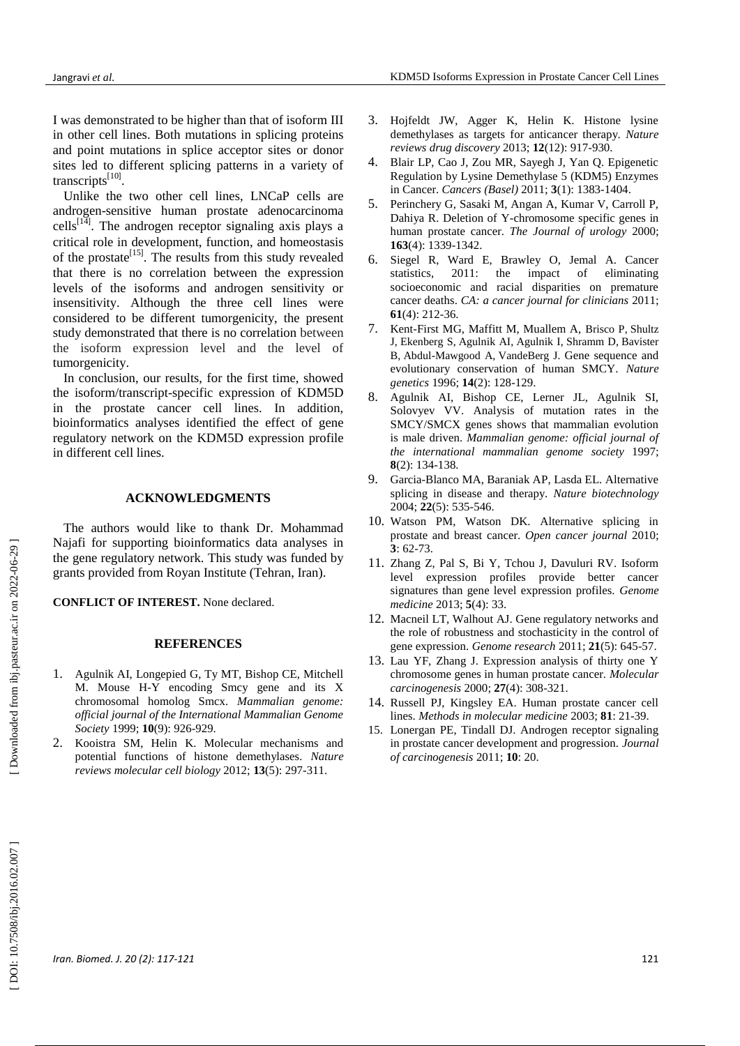I was demonstrated to be higher than that of isoform III in other cell lines. Both mutations in splicing proteins and point mutations in splice acceptor sites or donor sites led to different splicing patterns in a variety of transcripts[10].

Unlike the two other cell lines, LNCaP cells are androgen-sensitive human prostate adenocarcinoma cells[14]. The androgen receptor signaling axis plays a critical role in development, function, and homeostasis of the prostate[15]. The results from this study revealed that there is no correlation between the expression levels of the isoforms and androgen sensitivity or insensitivity. Although the three cell lines were considered to be different tumorgenicity, the present study demonstrated that there is no correlation between the isoform expression level and the level of tumorgenicity.

In conclusion, our results, for the first time, showed the isoform/transcript-specific expression of KDM5D in the prostate cancer cell lines. In addition, bioinformatics analyses identified the effect of gene regulatory network on the KDM5D expression profile in different cell lines.

## ACKNOWLEDGMENTS

The authors would like to thank Dr. Mohammad Najafi for supporting bioinformatics data analyses in the gene regulatory network. This study was funded by grants provided from Royan Institute (Tehran, Iran).

**CONFLICT OF INTEREST.** None declared.

## REFERENCES

1. Agulnik AI, Longepied G, Ty MT, Bishop CE, Mitchell M. Mouse H-Y encoding Smcy gene and its X chromosomal homolog Smcx. *Mammalian genome: official journal of the International Mammalian Genome Society* 1999; **10**(9): 926-929.
2. Kooistra SM, Helin K. Molecular mechanisms and potential functions of histone demethylases. *Nature reviews molecular cell biology* 2012; **13**(5): 297-311.
3. Hojfeldt JW, Agger K, Helin K. Histone lysine demethylases as targets for anticancer therapy. *Nature reviews drug discovery* 2013; **12**(12): 917-930.
4. Blair LP, Cao J, Zou MR, Sayegh J, Yan Q. Epigenetic Regulation by Lysine Demethylase 5 (KDM5) Enzymes in Cancer. *Cancers (Basel)* 2011; **3**(1): 1383-1404.
5. Perinchery G, Sasaki M, Angan A, Kumar V, Carroll P, Dahiya R. Deletion of Y-chromosome specific genes in human prostate cancer. *The Journal of urology* 2000; **163**(4): 1339-1342.
6. Siegel R, Ward E, Brawley O, Jemal A. Cancer statistics, 2011: the impact of eliminating socioeconomic and racial disparities on premature cancer deaths. *CA: a cancer journal for clinicians* 2011; **61**(4): 212-36.
7. Kent-First MG, Maffitt M, Muallem A, Brisco P, Shultz J, Ekenberg S, Agulnik AI, Agulnik I, Shramm D, Bavister B, Abdul-Mawgood A, VandeBerg J. Gene sequence and evolutionary conservation of human SMCY. *Nature genetics* 1996; **14**(2): 128-129.
8. Agulnik AI, Bishop CE, Lerner JL, Agulnik SI, Solovyev VV. Analysis of mutation rates in the SMCY/SMCX genes shows that mammalian evolution is male driven. *Mammalian genome: official journal of the international mammalian genome society* 1997; **8**(2): 134-138.
9. Garcia-Blanco MA, Baraniak AP, Lasda EL. Alternative splicing in disease and therapy. *Nature biotechnology* 2004; **22**(5): 535-546.
10. Watson PM, Watson DK. Alternative splicing in prostate and breast cancer. *Open cancer journal* 2010; **3**: 62-73.
11. Zhang Z, Pal S, Bi Y, Tchou J, Davuluri RV. Isoform level expression profiles provide better cancer signatures than gene level expression profiles. *Genome medicine* 2013; **5**(4): 33.
12. Macneil LT, Walhout AJ. Gene regulatory networks and the role of robustness and stochasticity in the control of gene expression. *Genome research* 2011; **21**(5): 645-57.
13. Lau YF, Zhang J. Expression analysis of thirty one Y chromosome genes in human prostate cancer. *Molecular carcinogenesis* 2000; **27**(4): 308-321.
14. Russell PJ, Kingsley EA. Human prostate cancer cell lines. *Methods in molecular medicine* 2003; **81**: 21-39.
15. Lonergan PE, Tindall DJ. Androgen receptor signaling in prostate cancer development and progression. *Journal of carcinogenesis* 2011; **10**: 20.